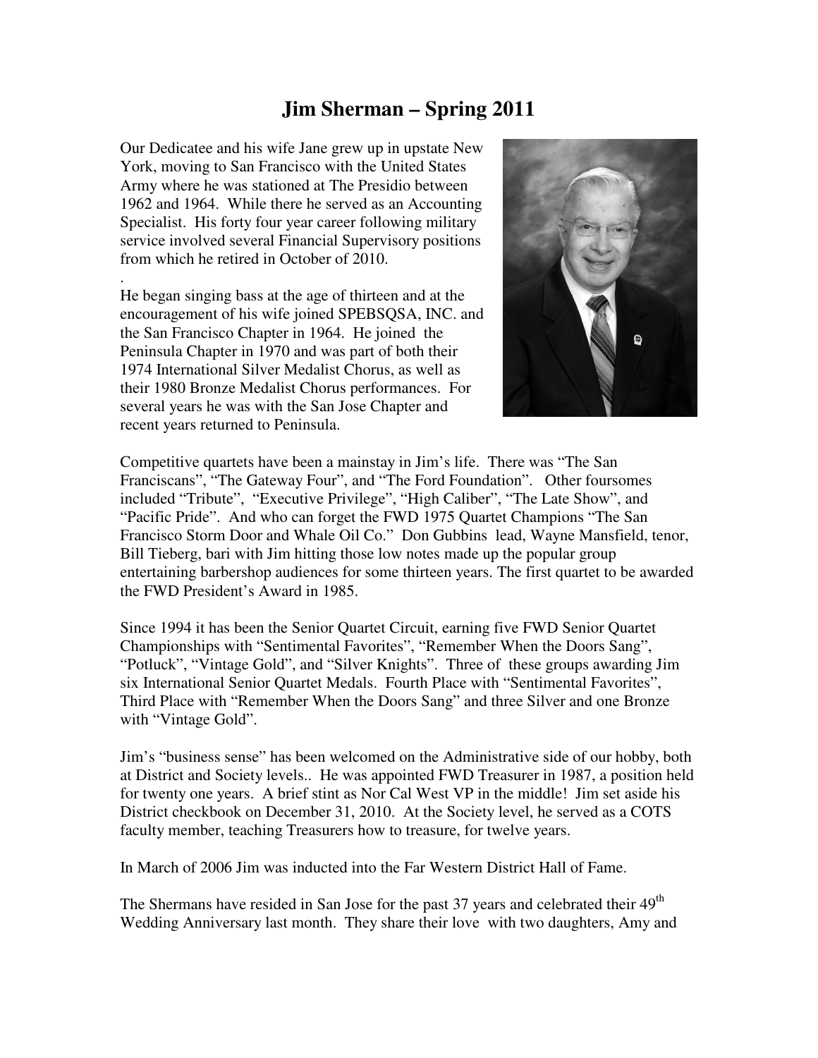# Jim Sherman – Spring 2011

Our Dedicatee and his wife Jane grew up in upstate New York, moving to San Francisco with the United States Army where he was stationed at The Presidio between 1962 and 1964. While there he served as an Accounting Specialist. His forty four year career following military service involved several Financial Supervisory positions from which he retired in October of 2010.

.

He began singing bass at the age of thirteen and at the encouragement of his wife joined SPEBSQSA, INC. and the San Francisco Chapter in 1964. He joined the Peninsula Chapter in 1970 and was part of both their 1974 International Silver Medalist Chorus, as well as their 1980 Bronze Medalist Chorus performances. For several years he was with the San Jose Chapter and recent years returned to Peninsula.

Competitive quartets have been a mainstay in Jim's life. There was "The San Franciscans", "The Gateway Four", and "The Ford Foundation". Other foursomes included "Tribute", "Executive Privilege", "High Caliber", "The Late Show", and "Pacific Pride". And who can forget the FWD 1975 Quartet Champions "The San Francisco Storm Door and Whale Oil Co." Don Gubbins lead, Wayne Mansfield, tenor, Bill Tieberg, bari with Jim hitting those low notes made up the popular group entertaining barbershop audiences for some thirteen years. The first quartet to be awarded the FWD President's Award in 1985.

Since 1994 it has been the Senior Quartet Circuit, earning five FWD Senior Quartet Championships with "Sentimental Favorites", "Remember When the Doors Sang", "Potluck", "Vintage Gold", and "Silver Knights". Three of these groups awarding Jim six International Senior Quartet Medals. Fourth Place with "Sentimental Favorites", Third Place with "Remember When the Doors Sang" and three Silver and one Bronze with "Vintage Gold".

Jim's "business sense" has been welcomed on the Administrative side of our hobby, both at District and Society levels.. He was appointed FWD Treasurer in 1987, a position held for twenty one years. A brief stint as Nor Cal West VP in the middle! Jim set aside his District checkbook on December 31, 2010. At the Society level, he served as a COTS faculty member, teaching Treasurers how to treasure, for twelve years.

In March of 2006 Jim was inducted into the Far Western District Hall of Fame.

The Shermans have resided in San Jose for the past 37 years and celebrated their 49th Wedding Anniversary last month. They share their love with two daughters, Amy and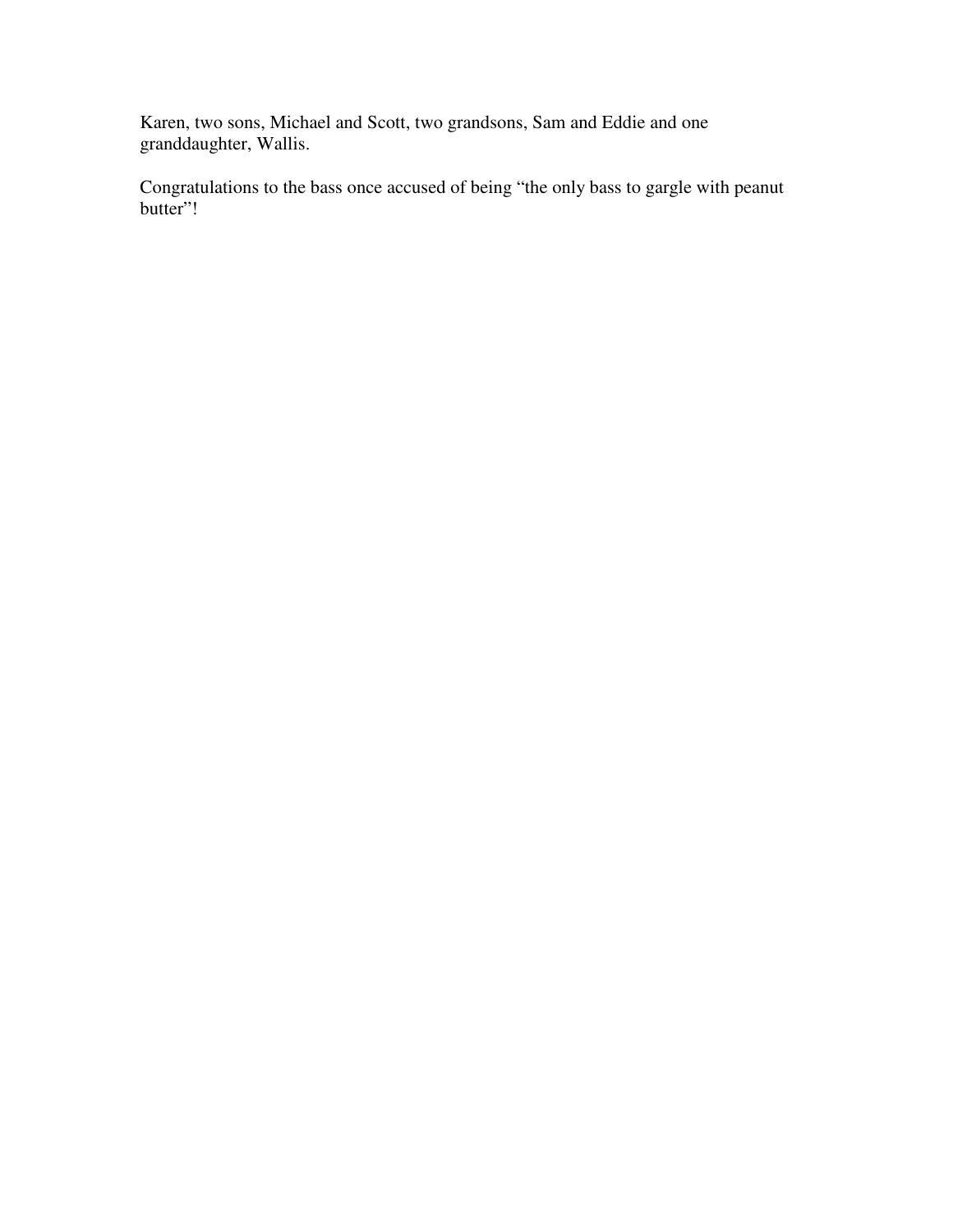Karen, two sons, Michael and Scott, two grandsons, Sam and Eddie and one granddaughter, Wallis.

Congratulations to the bass once accused of being “the only bass to gargle with peanut butter”!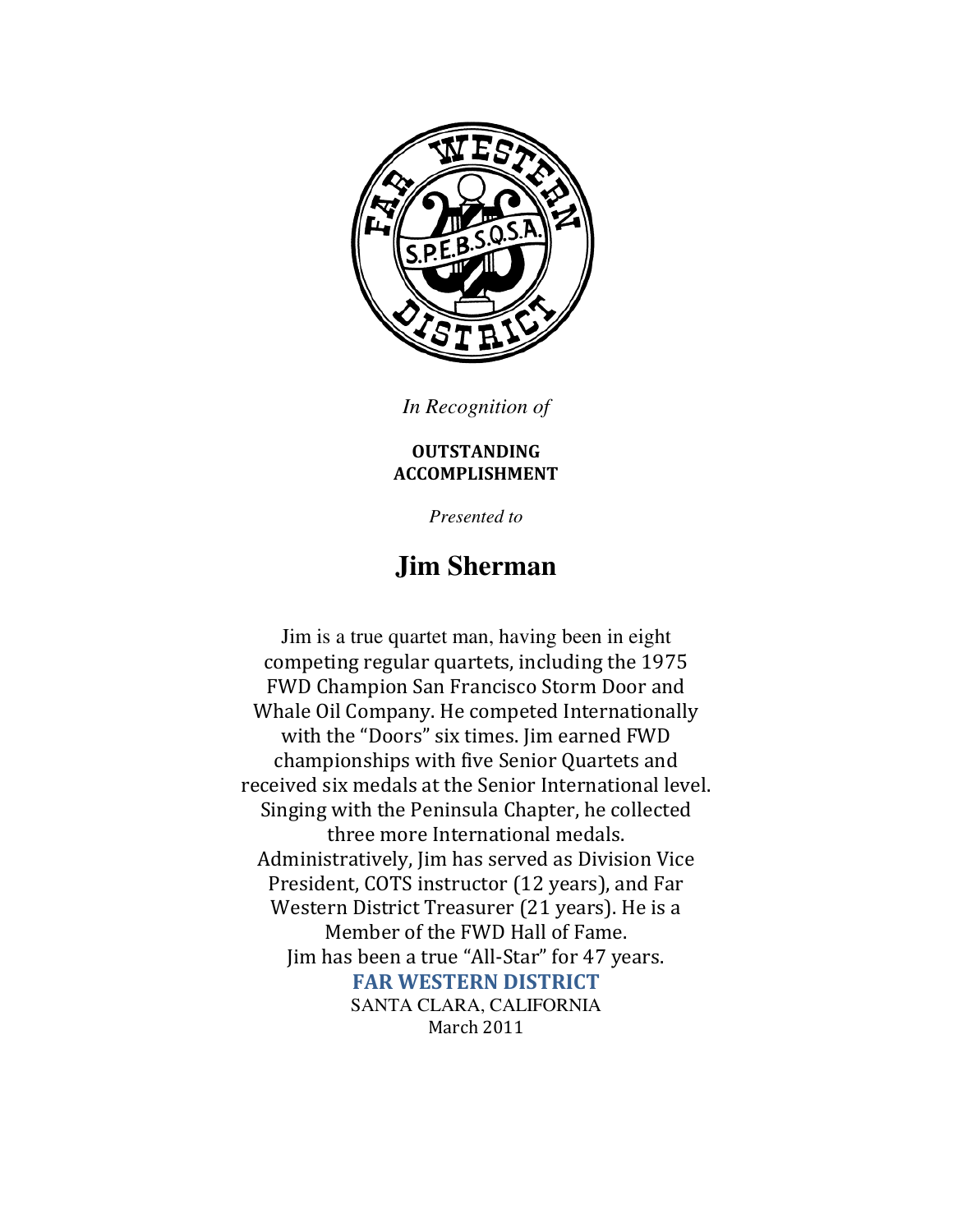*In Recognition of*

**OUTSTANDING ACCOMPLISHMENT**

*Presented to*

# Jim Sherman

Jim is a true quartet man, having been in eight competing regular quartets, including the 1975 FWD Champion San Francisco Storm Door and Whale Oil Company. He competed Internationally with the "Doors" six times. Jim earned FWD championships with five Senior Quartets and received six medals at the Senior International level. Singing with the Peninsula Chapter, he collected three more International medals. Administratively, Jim has served as Division Vice President, COTS instructor (12 years), and Far Western District Treasurer (21 years). He is a Member of the FWD Hall of Fame. Jim has been a true "All-Star" for 47 years.

**FAR WESTERN DISTRICT**

SANTA CLARA, CALIFORNIA

March 2011